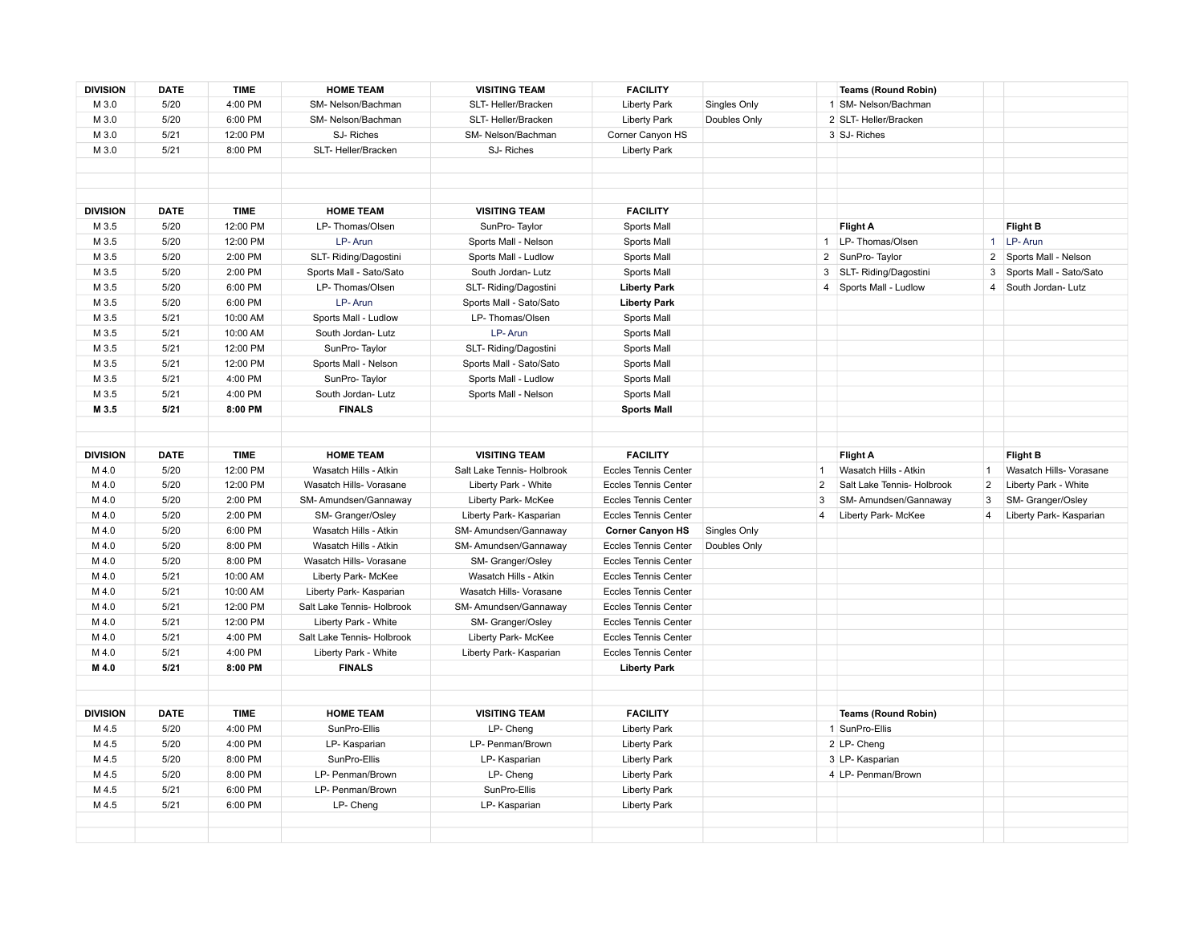| DIVISION | DATE | TIME | HOME TEAM | VISITING TEAM | FACILITY | | | Teams (Round Robin) | | |
|---|---|---|---|---|---|---|---|---|---|---|
| M 3.0 | 5/20 | 4:00 PM | SM- Nelson/Bachman | SLT- Heller/Bracken | Liberty Park | Singles Only | 1 | SM- Nelson/Bachman | | |
| M 3.0 | 5/20 | 6:00 PM | SM- Nelson/Bachman | SLT- Heller/Bracken | Liberty Park | Doubles Only | 2 | SLT- Heller/Bracken | | |
| M 3.0 | 5/21 | 12:00 PM | SJ- Riches | SM- Nelson/Bachman | Corner Canyon HS | | 3 | SJ- Riches | | |
| M 3.0 | 5/21 | 8:00 PM | SLT- Heller/Bracken | SJ- Riches | Liberty Park | | | | | |

| DIVISION | DATE | TIME | HOME TEAM | VISITING TEAM | FACILITY | | | | | |
|---|---|---|---|---|---|---|---|---|---|---|
| M 3.5 | 5/20 | 12:00 PM | LP- Thomas/Olsen | SunPro- Taylor | Sports Mall | | | Flight A | | Flight B |
| M 3.5 | 5/20 | 12:00 PM | LP- Arun | Sports Mall - Nelson | Sports Mall | | 1 | LP- Thomas/Olsen | 1 | LP- Arun |
| M 3.5 | 5/20 | 2:00 PM | SLT- Riding/Dagostini | Sports Mall - Ludlow | Sports Mall | | 2 | SunPro- Taylor | 2 | Sports Mall - Nelson |
| M 3.5 | 5/20 | 2:00 PM | Sports Mall - Sato/Sato | South Jordan- Lutz | Sports Mall | | 3 | SLT- Riding/Dagostini | 3 | Sports Mall - Sato/Sato |
| M 3.5 | 5/20 | 6:00 PM | LP- Thomas/Olsen | SLT- Riding/Dagostini | **Liberty Park** | | 4 | Sports Mall - Ludlow | 4 | South Jordan- Lutz |
| M 3.5 | 5/20 | 6:00 PM | LP- Arun | Sports Mall - Sato/Sato | **Liberty Park** | | | | | |
| M 3.5 | 5/21 | 10:00 AM | Sports Mall - Ludlow | LP- Thomas/Olsen | Sports Mall | | | | | |
| M 3.5 | 5/21 | 10:00 AM | South Jordan- Lutz | LP- Arun | Sports Mall | | | | | |
| M 3.5 | 5/21 | 12:00 PM | SunPro- Taylor | SLT- Riding/Dagostini | Sports Mall | | | | | |
| M 3.5 | 5/21 | 12:00 PM | Sports Mall - Nelson | Sports Mall - Sato/Sato | Sports Mall | | | | | |
| M 3.5 | 5/21 | 4:00 PM | SunPro- Taylor | Sports Mall - Ludlow | Sports Mall | | | | | |
| M 3.5 | 5/21 | 4:00 PM | South Jordan- Lutz | Sports Mall - Nelson | Sports Mall | | | | | |
| **M 3.5** | **5/21** | **8:00 PM** | **FINALS** | | **Sports Mall** | | | | | |

| DIVISION | DATE | TIME | HOME TEAM | VISITING TEAM | FACILITY | | | Flight A | | Flight B |
|---|---|---|---|---|---|---|---|---|---|---|
| M 4.0 | 5/20 | 12:00 PM | Wasatch Hills - Atkin | Salt Lake Tennis- Holbrook | Eccles Tennis Center | | 1 | Wasatch Hills - Atkin | 1 | Wasatch Hills- Vorasane |
| M 4.0 | 5/20 | 12:00 PM | Wasatch Hills- Vorasane | Liberty Park - White | Eccles Tennis Center | | 2 | Salt Lake Tennis- Holbrook | 2 | Liberty Park - White |
| M 4.0 | 5/20 | 2:00 PM | SM- Amundsen/Gannaway | Liberty Park- McKee | Eccles Tennis Center | | 3 | SM- Amundsen/Gannaway | 3 | SM- Granger/Osley |
| M 4.0 | 5/20 | 2:00 PM | SM- Granger/Osley | Liberty Park- Kasparian | Eccles Tennis Center | | 4 | Liberty Park- McKee | 4 | Liberty Park- Kasparian |
| M 4.0 | 5/20 | 6:00 PM | Wasatch Hills - Atkin | SM- Amundsen/Gannaway | **Corner Canyon HS** | Singles Only | | | | |
| M 4.0 | 5/20 | 8:00 PM | Wasatch Hills - Atkin | SM- Amundsen/Gannaway | Eccles Tennis Center | Doubles Only | | | | |
| M 4.0 | 5/20 | 8:00 PM | Wasatch Hills- Vorasane | SM- Granger/Osley | Eccles Tennis Center | | | | | |
| M 4.0 | 5/21 | 10:00 AM | Liberty Park- McKee | Wasatch Hills - Atkin | Eccles Tennis Center | | | | | |
| M 4.0 | 5/21 | 10:00 AM | Liberty Park- Kasparian | Wasatch Hills- Vorasane | Eccles Tennis Center | | | | | |
| M 4.0 | 5/21 | 12:00 PM | Salt Lake Tennis- Holbrook | SM- Amundsen/Gannaway | Eccles Tennis Center | | | | | |
| M 4.0 | 5/21 | 12:00 PM | Liberty Park - White | SM- Granger/Osley | Eccles Tennis Center | | | | | |
| M 4.0 | 5/21 | 4:00 PM | Salt Lake Tennis- Holbrook | Liberty Park- McKee | Eccles Tennis Center | | | | | |
| M 4.0 | 5/21 | 4:00 PM | Liberty Park - White | Liberty Park- Kasparian | Eccles Tennis Center | | | | | |
| **M 4.0** | **5/21** | **8:00 PM** | **FINALS** | | **Liberty Park** | | | | | |

| DIVISION | DATE | TIME | HOME TEAM | VISITING TEAM | FACILITY | | | Teams (Round Robin) | | |
|---|---|---|---|---|---|---|---|---|---|---|
| M 4.5 | 5/20 | 4:00 PM | SunPro-Ellis | LP- Cheng | Liberty Park | | 1 | SunPro-Ellis | | |
| M 4.5 | 5/20 | 4:00 PM | LP- Kasparian | LP- Penman/Brown | Liberty Park | | 2 | LP- Cheng | | |
| M 4.5 | 5/20 | 8:00 PM | SunPro-Ellis | LP- Kasparian | Liberty Park | | 3 | LP- Kasparian | | |
| M 4.5 | 5/20 | 8:00 PM | LP- Penman/Brown | LP- Cheng | Liberty Park | | 4 | LP- Penman/Brown | | |
| M 4.5 | 5/21 | 6:00 PM | LP- Penman/Brown | SunPro-Ellis | Liberty Park | | | | | |
| M 4.5 | 5/21 | 6:00 PM | LP- Cheng | LP- Kasparian | Liberty Park | | | | | |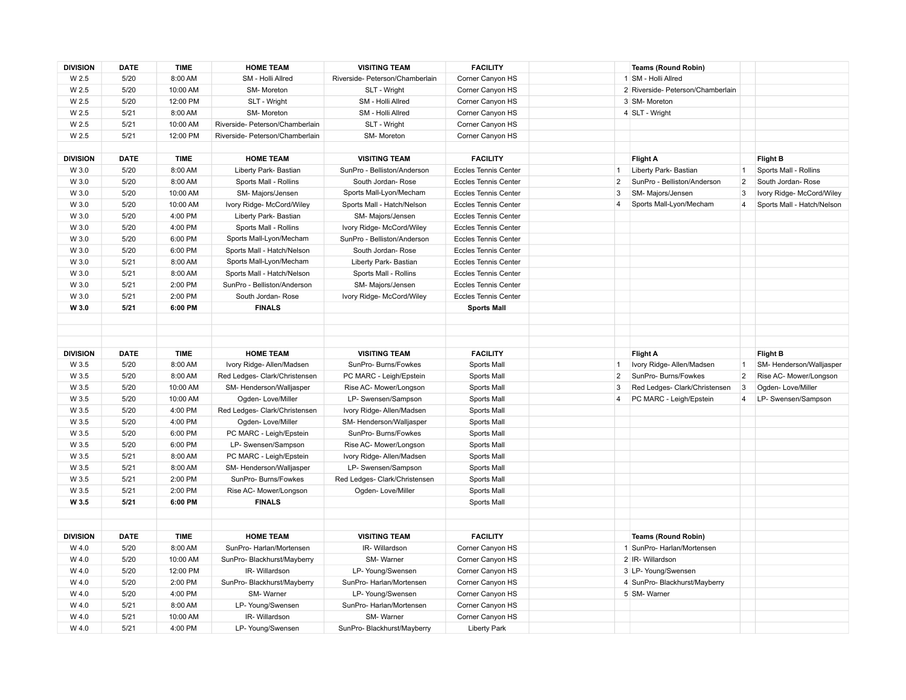| DIVISION | DATE | TIME | HOME TEAM | VISITING TEAM | FACILITY | | | Teams (Round Robin) | | |
|---|---|---|---|---|---|---|---|---|---|---|
| W 2.5 | 5/20 | 8:00 AM | SM - Holli Allred | Riverside- Peterson/Chamberlain | Corner Canyon HS | | 1 | SM - Holli Allred | | |
| W 2.5 | 5/20 | 10:00 AM | SM- Moreton | SLT - Wright | Corner Canyon HS | | 2 | Riverside- Peterson/Chamberlain | | |
| W 2.5 | 5/20 | 12:00 PM | SLT - Wright | SM - Holli Allred | Corner Canyon HS | | 3 | SM- Moreton | | |
| W 2.5 | 5/21 | 8:00 AM | SM- Moreton | SM - Holli Allred | Corner Canyon HS | | 4 | SLT - Wright | | |
| W 2.5 | 5/21 | 10:00 AM | Riverside- Peterson/Chamberlain | SLT - Wright | Corner Canyon HS | | | | | |
| W 2.5 | 5/21 | 12:00 PM | Riverside- Peterson/Chamberlain | SM- Moreton | Corner Canyon HS | | | | | |

| DIVISION | DATE | TIME | HOME TEAM | VISITING TEAM | FACILITY | | | Flight A | | Flight B |
|---|---|---|---|---|---|---|---|---|---|---|
| W 3.0 | 5/20 | 8:00 AM | Liberty Park- Bastian | SunPro - Belliston/Anderson | Eccles Tennis Center | | 1 | Liberty Park- Bastian | 1 | Sports Mall - Rollins |
| W 3.0 | 5/20 | 8:00 AM | Sports Mall - Rollins | South Jordan- Rose | Eccles Tennis Center | | 2 | SunPro - Belliston/Anderson | 2 | South Jordan- Rose |
| W 3.0 | 5/20 | 10:00 AM | SM- Majors/Jensen | Sports Mall-Lyon/Mecham | Eccles Tennis Center | | 3 | SM- Majors/Jensen | 3 | Ivory Ridge- McCord/Wiley |
| W 3.0 | 5/20 | 10:00 AM | Ivory Ridge- McCord/Wiley | Sports Mall - Hatch/Nelson | Eccles Tennis Center | | 4 | Sports Mall-Lyon/Mecham | 4 | Sports Mall - Hatch/Nelson |
| W 3.0 | 5/20 | 4:00 PM | Liberty Park- Bastian | SM- Majors/Jensen | Eccles Tennis Center | | | | | |
| W 3.0 | 5/20 | 4:00 PM | Sports Mall - Rollins | Ivory Ridge- McCord/Wiley | Eccles Tennis Center | | | | | |
| W 3.0 | 5/20 | 6:00 PM | Sports Mall-Lyon/Mecham | SunPro - Belliston/Anderson | Eccles Tennis Center | | | | | |
| W 3.0 | 5/20 | 6:00 PM | Sports Mall - Hatch/Nelson | South Jordan- Rose | Eccles Tennis Center | | | | | |
| W 3.0 | 5/21 | 8:00 AM | Sports Mall-Lyon/Mecham | Liberty Park- Bastian | Eccles Tennis Center | | | | | |
| W 3.0 | 5/21 | 8:00 AM | Sports Mall - Hatch/Nelson | Sports Mall - Rollins | Eccles Tennis Center | | | | | |
| W 3.0 | 5/21 | 2:00 PM | SunPro - Belliston/Anderson | SM- Majors/Jensen | Eccles Tennis Center | | | | | |
| W 3.0 | 5/21 | 2:00 PM | South Jordan- Rose | Ivory Ridge- McCord/Wiley | Eccles Tennis Center | | | | | |
| **W 3.0** | **5/21** | **6:00 PM** | **FINALS** | | **Sports Mall** | | | | | |

| DIVISION | DATE | TIME | HOME TEAM | VISITING TEAM | FACILITY | | | Flight A | | Flight B |
|---|---|---|---|---|---|---|---|---|---|---|
| W 3.5 | 5/20 | 8:00 AM | Ivory Ridge- Allen/Madsen | SunPro- Burns/Fowkes | Sports Mall | | 1 | Ivory Ridge- Allen/Madsen | 1 | SM- Henderson/Walljasper |
| W 3.5 | 5/20 | 8:00 AM | Red Ledges- Clark/Christensen | PC MARC - Leigh/Epstein | Sports Mall | | 2 | SunPro- Burns/Fowkes | 2 | Rise AC- Mower/Longson |
| W 3.5 | 5/20 | 10:00 AM | SM- Henderson/Walljasper | Rise AC- Mower/Longson | Sports Mall | | 3 | Red Ledges- Clark/Christensen | 3 | Ogden- Love/Miller |
| W 3.5 | 5/20 | 10:00 AM | Ogden- Love/Miller | LP- Swensen/Sampson | Sports Mall | | 4 | PC MARC - Leigh/Epstein | 4 | LP- Swensen/Sampson |
| W 3.5 | 5/20 | 4:00 PM | Red Ledges- Clark/Christensen | Ivory Ridge- Allen/Madsen | Sports Mall | | | | | |
| W 3.5 | 5/20 | 4:00 PM | Ogden- Love/Miller | SM- Henderson/Walljasper | Sports Mall | | | | | |
| W 3.5 | 5/20 | 6:00 PM | PC MARC - Leigh/Epstein | SunPro- Burns/Fowkes | Sports Mall | | | | | |
| W 3.5 | 5/20 | 6:00 PM | LP- Swensen/Sampson | Rise AC- Mower/Longson | Sports Mall | | | | | |
| W 3.5 | 5/21 | 8:00 AM | PC MARC - Leigh/Epstein | Ivory Ridge- Allen/Madsen | Sports Mall | | | | | |
| W 3.5 | 5/21 | 8:00 AM | SM- Henderson/Walljasper | LP- Swensen/Sampson | Sports Mall | | | | | |
| W 3.5 | 5/21 | 2:00 PM | SunPro- Burns/Fowkes | Red Ledges- Clark/Christensen | Sports Mall | | | | | |
| W 3.5 | 5/21 | 2:00 PM | Rise AC- Mower/Longson | Ogden- Love/Miller | Sports Mall | | | | | |
| **W 3.5** | **5/21** | **6:00 PM** | **FINALS** | | Sports Mall | | | | | |

| DIVISION | DATE | TIME | HOME TEAM | VISITING TEAM | FACILITY | | | Teams (Round Robin) | | |
|---|---|---|---|---|---|---|---|---|---|---|
| W 4.0 | 5/20 | 8:00 AM | SunPro- Harlan/Mortensen | IR- Willardson | Corner Canyon HS | | 1 | SunPro- Harlan/Mortensen | | |
| W 4.0 | 5/20 | 10:00 AM | SunPro- Blackhurst/Mayberry | SM- Warner | Corner Canyon HS | | 2 | IR- Willardson | | |
| W 4.0 | 5/20 | 12:00 PM | IR- Willardson | LP- Young/Swensen | Corner Canyon HS | | 3 | LP- Young/Swensen | | |
| W 4.0 | 5/20 | 2:00 PM | SunPro- Blackhurst/Mayberry | SunPro- Harlan/Mortensen | Corner Canyon HS | | 4 | SunPro- Blackhurst/Mayberry | | |
| W 4.0 | 5/20 | 4:00 PM | SM- Warner | LP- Young/Swensen | Corner Canyon HS | | 5 | SM- Warner | | |
| W 4.0 | 5/21 | 8:00 AM | LP- Young/Swensen | SunPro- Harlan/Mortensen | Corner Canyon HS | | | | | |
| W 4.0 | 5/21 | 10:00 AM | IR- Willardson | SM- Warner | Corner Canyon HS | | | | | |
| W 4.0 | 5/21 | 4:00 PM | LP- Young/Swensen | SunPro- Blackhurst/Mayberry | Liberty Park | | | | | |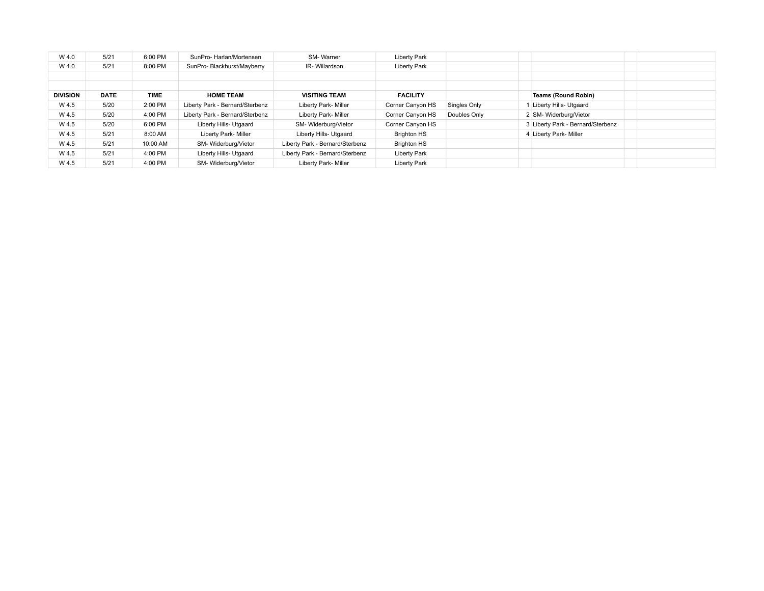| | | | | | | | | | | |
|---|---|---|---|---|---|---|---|---|---|---|
| W 4.0 | 5/21 | 6:00 PM | SunPro- Harlan/Mortensen | SM- Warner | Liberty Park | | | | | |
| W 4.0 | 5/21 | 8:00 PM | SunPro- Blackhurst/Mayberry | IR- Willardson | Liberty Park | | | | | |
| | | | | | | | | | | |
| | | | | | | | | | | |
| **DIVISION** | **DATE** | **TIME** | **HOME TEAM** | **VISITING TEAM** | **FACILITY** | | | **Teams (Round Robin)** | | |
| W 4.5 | 5/20 | 2:00 PM | Liberty Park - Bernard/Sterbenz | Liberty Park- Miller | Corner Canyon HS | Singles Only | 1 | Liberty Hills- Utgaard | | |
| W 4.5 | 5/20 | 4:00 PM | Liberty Park - Bernard/Sterbenz | Liberty Park- Miller | Corner Canyon HS | Doubles Only | 2 | SM- Widerburg/Vietor | | |
| W 4.5 | 5/20 | 6:00 PM | Liberty Hills- Utgaard | SM- Widerburg/Vietor | Corner Canyon HS | | 3 | Liberty Park - Bernard/Sterbenz | | |
| W 4.5 | 5/21 | 8:00 AM | Liberty Park- Miller | Liberty Hills- Utgaard | Brighton HS | | 4 | Liberty Park- Miller | | |
| W 4.5 | 5/21 | 10:00 AM | SM- Widerburg/Vietor | Liberty Park - Bernard/Sterbenz | Brighton HS | | | | | |
| W 4.5 | 5/21 | 4:00 PM | Liberty Hills- Utgaard | Liberty Park - Bernard/Sterbenz | Liberty Park | | | | | |
| W 4.5 | 5/21 | 4:00 PM | SM- Widerburg/Vietor | Liberty Park- Miller | Liberty Park | | | | | |